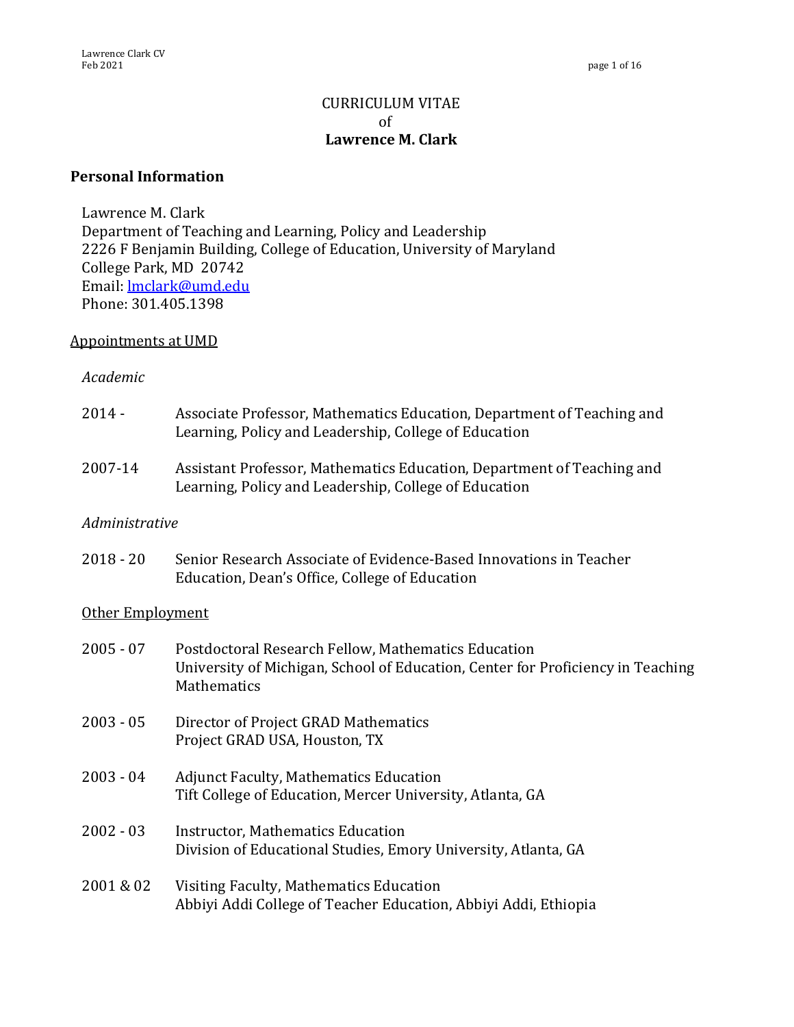# CURRICULUM VITAE
of
**Lawrence M. Clark**

## Personal Information

Lawrence M. Clark
Department of Teaching and Learning, Policy and Leadership
2226 F Benjamin Building, College of Education, University of Maryland
College Park, MD 20742
Email: lmclark@umd.edu
Phone: 301.405.1398

### Appointments at UMD

*Academic*

2014 - Associate Professor, Mathematics Education, Department of Teaching and Learning, Policy and Leadership, College of Education

2007-14 Assistant Professor, Mathematics Education, Department of Teaching and Learning, Policy and Leadership, College of Education

*Administrative*

2018 - 20 Senior Research Associate of Evidence-Based Innovations in Teacher Education, Dean's Office, College of Education

### Other Employment

2005 - 07 Postdoctoral Research Fellow, Mathematics Education
University of Michigan, School of Education, Center for Proficiency in Teaching Mathematics

2003 - 05 Director of Project GRAD Mathematics
Project GRAD USA, Houston, TX

2003 - 04 Adjunct Faculty, Mathematics Education
Tift College of Education, Mercer University, Atlanta, GA

2002 - 03 Instructor, Mathematics Education
Division of Educational Studies, Emory University, Atlanta, GA

2001 & 02 Visiting Faculty, Mathematics Education
Abbiyi Addi College of Teacher Education, Abbiyi Addi, Ethiopia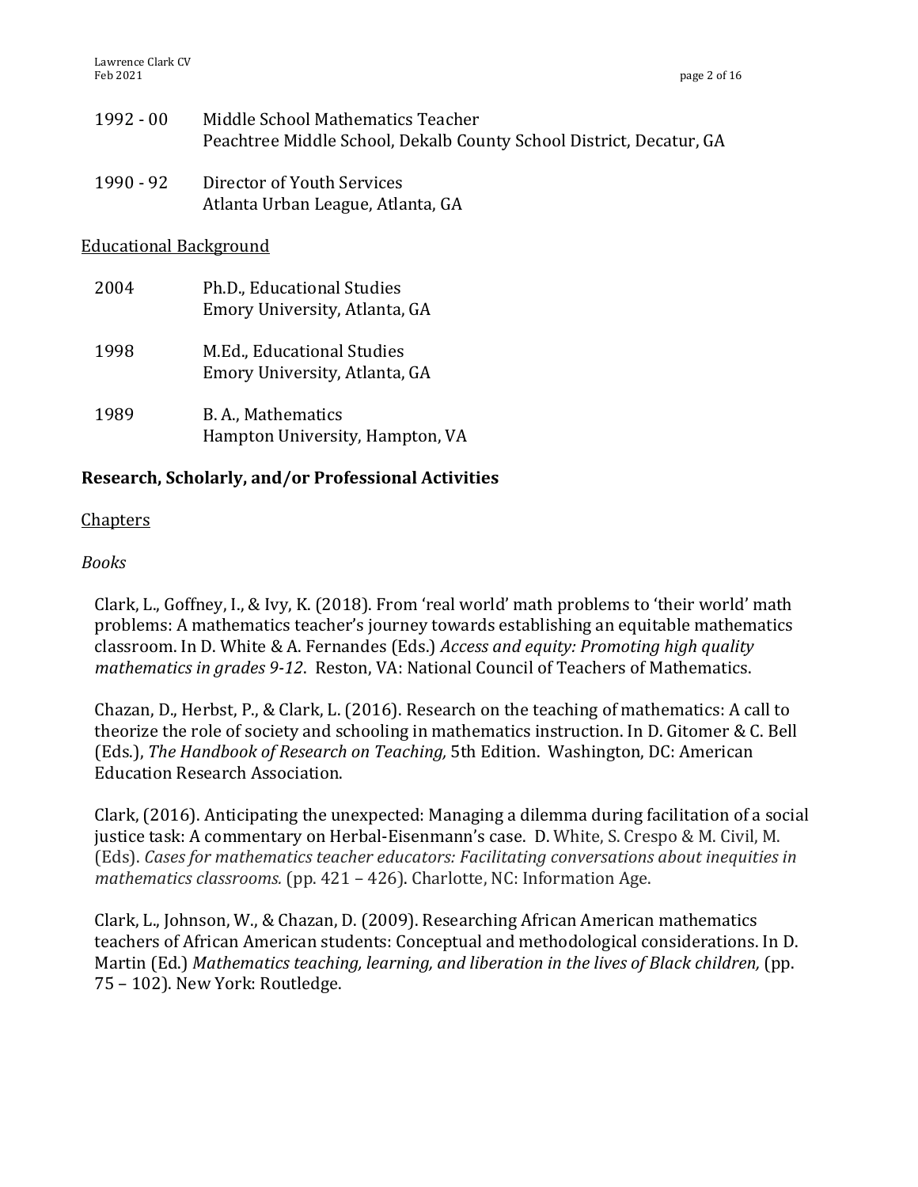1992 - 00 Middle School Mathematics Teacher
Peachtree Middle School, Dekalb County School District, Decatur, GA

1990 - 92 Director of Youth Services
Atlanta Urban League, Atlanta, GA

<u>Educational Background</u>

2004 Ph.D., Educational Studies
Emory University, Atlanta, GA

1998 M.Ed., Educational Studies
Emory University, Atlanta, GA

1989 B. A., Mathematics
Hampton University, Hampton, VA

**Research, Scholarly, and/or Professional Activities**

<u>Chapters</u>

*Books*

Clark, L., Goffney, I., & Ivy, K. (2018). From 'real world' math problems to 'their world' math problems: A mathematics teacher's journey towards establishing an equitable mathematics classroom. In D. White & A. Fernandes (Eds.) *Access and equity: Promoting high quality mathematics in grades 9-12*. Reston, VA: National Council of Teachers of Mathematics.

Chazan, D., Herbst, P., & Clark, L. (2016). Research on the teaching of mathematics: A call to theorize the role of society and schooling in mathematics instruction. In D. Gitomer & C. Bell (Eds.), *The Handbook of Research on Teaching,* 5th Edition. Washington, DC: American Education Research Association.

Clark, (2016). Anticipating the unexpected: Managing a dilemma during facilitation of a social justice task: A commentary on Herbal-Eisenmann's case. D. White, S. Crespo & M. Civil, M. (Eds). *Cases for mathematics teacher educators: Facilitating conversations about inequities in mathematics classrooms.* (pp. 421 – 426). Charlotte, NC: Information Age.

Clark, L., Johnson, W., & Chazan, D. (2009). Researching African American mathematics teachers of African American students: Conceptual and methodological considerations. In D. Martin (Ed.) *Mathematics teaching, learning, and liberation in the lives of Black children,* (pp. 75 – 102). New York: Routledge.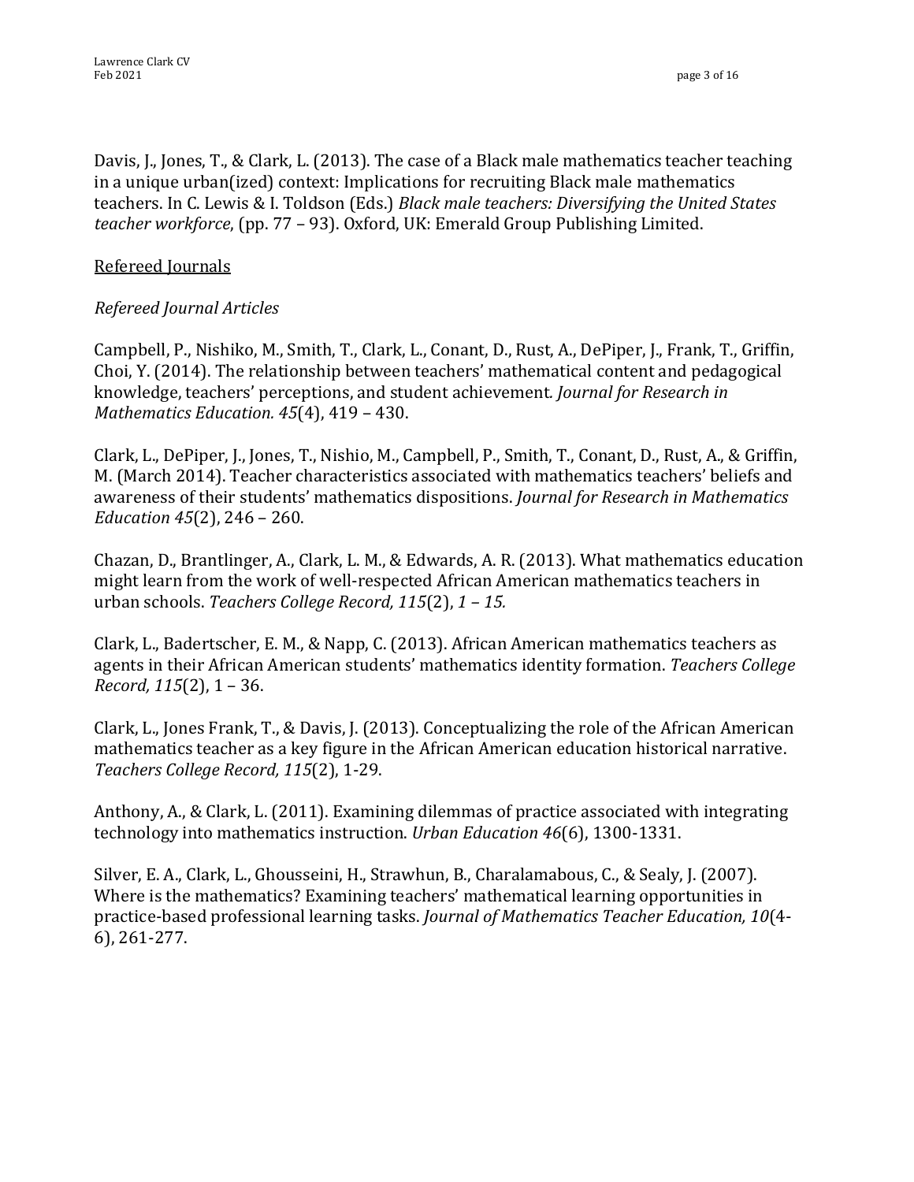Davis, J., Jones, T., & Clark, L. (2013). The case of a Black male mathematics teacher teaching in a unique urban(ized) context: Implications for recruiting Black male mathematics teachers. In C. Lewis & I. Toldson (Eds.) *Black male teachers: Diversifying the United States teacher workforce*, (pp. 77 – 93). Oxford, UK: Emerald Group Publishing Limited.

<u>Refereed Journals</u>

*Refereed Journal Articles*

Campbell, P., Nishiko, M., Smith, T., Clark, L., Conant, D., Rust, A., DePiper, J., Frank, T., Griffin, Choi, Y. (2014). The relationship between teachers' mathematical content and pedagogical knowledge, teachers' perceptions, and student achievement. *Journal for Research in Mathematics Education. 45*(4), 419 – 430.

Clark, L., DePiper, J., Jones, T., Nishio, M., Campbell, P., Smith, T., Conant, D., Rust, A., & Griffin, M. (March 2014). Teacher characteristics associated with mathematics teachers' beliefs and awareness of their students' mathematics dispositions. *Journal for Research in Mathematics Education 45*(2), 246 – 260.

Chazan, D., Brantlinger, A., Clark, L. M., & Edwards, A. R. (2013). What mathematics education might learn from the work of well-respected African American mathematics teachers in urban schools. *Teachers College Record, 115*(2), *1 – 15.*

Clark, L., Badertscher, E. M., & Napp, C. (2013). African American mathematics teachers as agents in their African American students' mathematics identity formation. *Teachers College Record, 115*(2), 1 – 36.

Clark, L., Jones Frank, T., & Davis, J. (2013). Conceptualizing the role of the African American mathematics teacher as a key figure in the African American education historical narrative. *Teachers College Record, 115*(2), 1-29.

Anthony, A., & Clark, L. (2011). Examining dilemmas of practice associated with integrating technology into mathematics instruction. *Urban Education 46*(6), 1300-1331.

Silver, E. A., Clark, L., Ghousseini, H., Strawhun, B., Charalamabous, C., & Sealy, J. (2007). Where is the mathematics? Examining teachers' mathematical learning opportunities in practice-based professional learning tasks. *Journal of Mathematics Teacher Education, 10*(4-6), 261-277.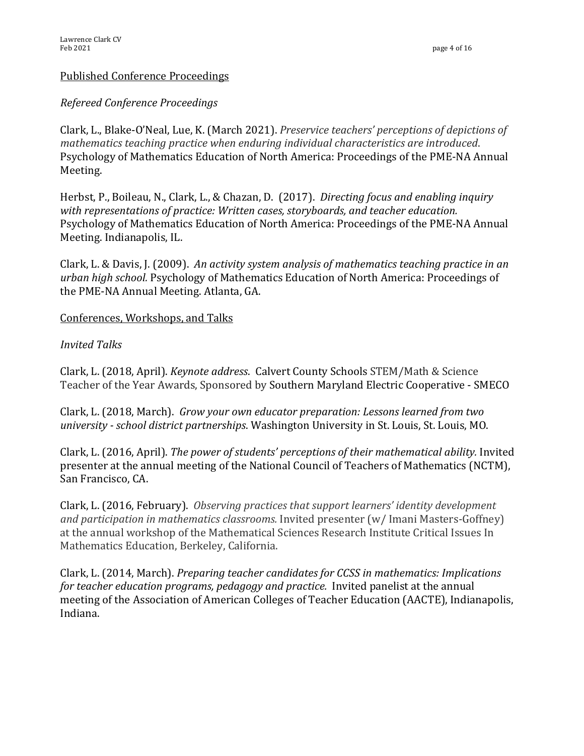## Published Conference Proceedings

### *Refereed Conference Proceedings*

Clark, L., Blake-O'Neal, Lue, K. (March 2021). *Preservice teachers' perceptions of depictions of mathematics teaching practice when enduring individual characteristics are introduced*. Psychology of Mathematics Education of North America: Proceedings of the PME-NA Annual Meeting.

Herbst, P., Boileau, N., Clark, L., & Chazan, D. (2017). *Directing focus and enabling inquiry with representations of practice: Written cases, storyboards, and teacher education.* Psychology of Mathematics Education of North America: Proceedings of the PME-NA Annual Meeting. Indianapolis, IL.

Clark, L. & Davis, J. (2009). *An activity system analysis of mathematics teaching practice in an urban high school.* Psychology of Mathematics Education of North America: Proceedings of the PME-NA Annual Meeting. Atlanta, GA.

## Conferences, Workshops, and Talks

### *Invited Talks*

Clark, L. (2018, April). *Keynote address*. Calvert County Schools STEM/Math & Science Teacher of the Year Awards, Sponsored by Southern Maryland Electric Cooperative - SMECO

Clark, L. (2018, March). *Grow your own educator preparation: Lessons learned from two university - school district partnerships*. Washington University in St. Louis, St. Louis, MO.

Clark, L. (2016, April). *The power of students' perceptions of their mathematical ability.* Invited presenter at the annual meeting of the National Council of Teachers of Mathematics (NCTM), San Francisco, CA.

Clark, L. (2016, February). *Observing practices that support learners' identity development and participation in mathematics classrooms.* Invited presenter (w/ Imani Masters-Goffney) at the annual workshop of the Mathematical Sciences Research Institute Critical Issues In Mathematics Education, Berkeley, California.

Clark, L. (2014, March). *Preparing teacher candidates for CCSS in mathematics: Implications for teacher education programs, pedagogy and practice.* Invited panelist at the annual meeting of the Association of American Colleges of Teacher Education (AACTE), Indianapolis, Indiana.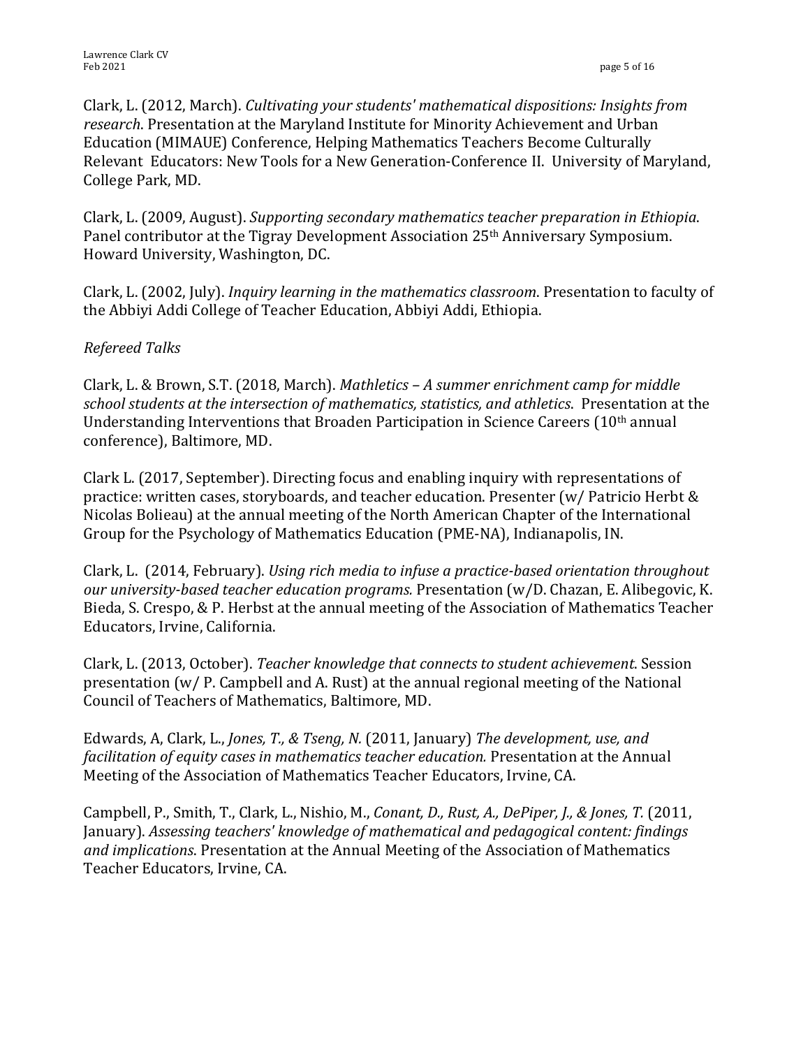Clark, L. (2012, March). *Cultivating your students' mathematical dispositions: Insights from research*. Presentation at the Maryland Institute for Minority Achievement and Urban Education (MIMAUE) Conference, Helping Mathematics Teachers Become Culturally Relevant Educators: New Tools for a New Generation-Conference II. University of Maryland, College Park, MD.

Clark, L. (2009, August). *Supporting secondary mathematics teacher preparation in Ethiopia*. Panel contributor at the Tigray Development Association 25th Anniversary Symposium. Howard University, Washington, DC.

Clark, L. (2002, July). *Inquiry learning in the mathematics classroom*. Presentation to faculty of the Abbiyi Addi College of Teacher Education, Abbiyi Addi, Ethiopia.

*Refereed Talks*

Clark, L. & Brown, S.T. (2018, March). *Mathletics – A summer enrichment camp for middle school students at the intersection of mathematics, statistics, and athletics*. Presentation at the Understanding Interventions that Broaden Participation in Science Careers (10th annual conference), Baltimore, MD.

Clark L. (2017, September). Directing focus and enabling inquiry with representations of practice: written cases, storyboards, and teacher education. Presenter (w/ Patricio Herbt & Nicolas Bolieau) at the annual meeting of the North American Chapter of the International Group for the Psychology of Mathematics Education (PME-NA), Indianapolis, IN.

Clark, L. (2014, February). *Using rich media to infuse a practice-based orientation throughout our university-based teacher education programs.* Presentation (w/D. Chazan, E. Alibegovic, K. Bieda, S. Crespo, & P. Herbst at the annual meeting of the Association of Mathematics Teacher Educators, Irvine, California.

Clark, L. (2013, October). *Teacher knowledge that connects to student achievement*. Session presentation (w/ P. Campbell and A. Rust) at the annual regional meeting of the National Council of Teachers of Mathematics, Baltimore, MD.

Edwards, A, Clark, L., *Jones, T., & Tseng, N.* (2011, January) *The development, use, and facilitation of equity cases in mathematics teacher education.* Presentation at the Annual Meeting of the Association of Mathematics Teacher Educators, Irvine, CA.

Campbell, P., Smith, T., Clark, L., Nishio, M., *Conant, D., Rust, A., DePiper, J., & Jones, T.* (2011, January). *Assessing teachers' knowledge of mathematical and pedagogical content: findings and implications*. Presentation at the Annual Meeting of the Association of Mathematics Teacher Educators, Irvine, CA.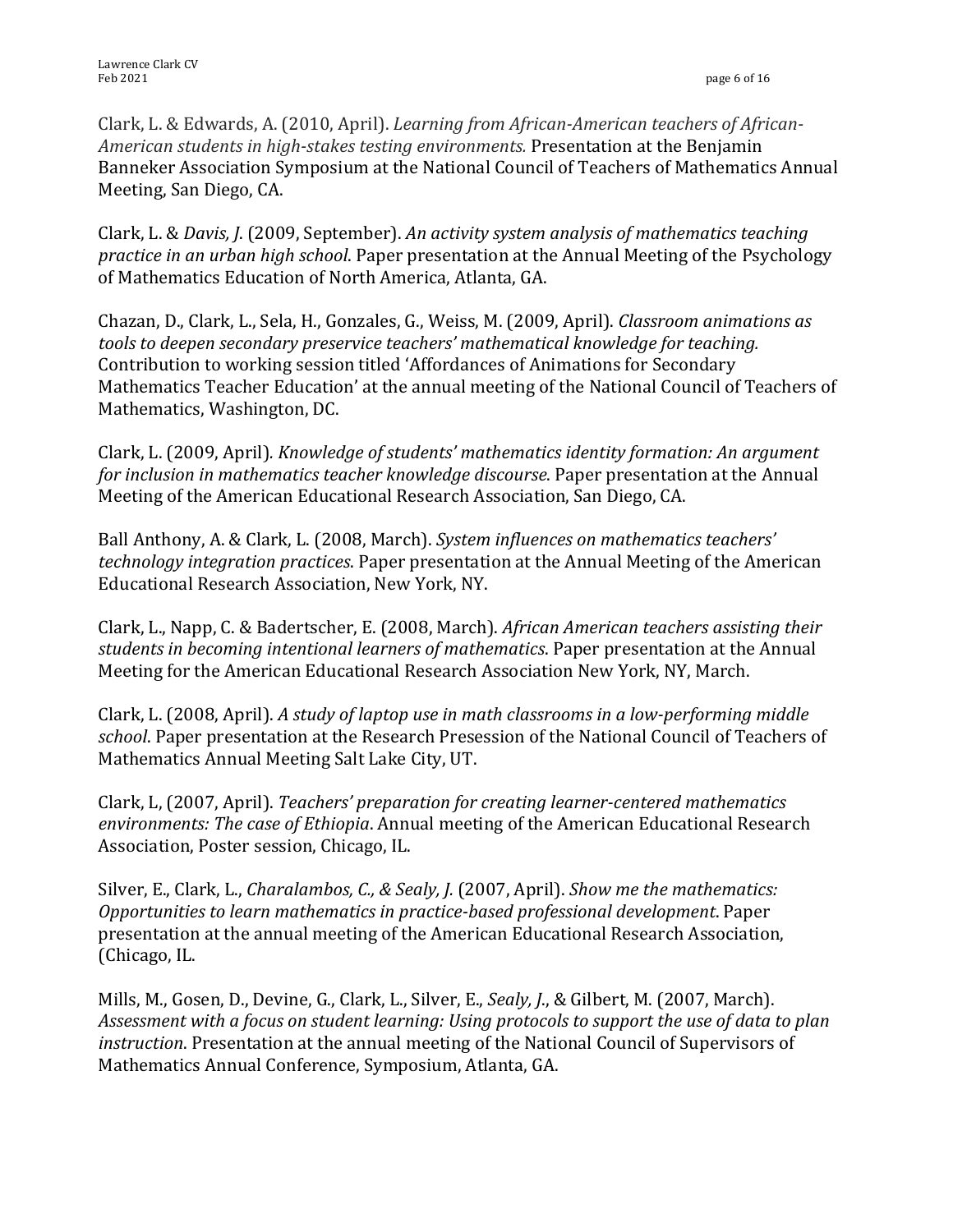Clark, L. & Edwards, A. (2010, April). *Learning from African-American teachers of African-American students in high-stakes testing environments.* Presentation at the Benjamin Banneker Association Symposium at the National Council of Teachers of Mathematics Annual Meeting, San Diego, CA.

Clark, L. & *Davis, J.* (2009, September). *An activity system analysis of mathematics teaching practice in an urban high school*. Paper presentation at the Annual Meeting of the Psychology of Mathematics Education of North America, Atlanta, GA.

Chazan, D., Clark, L., Sela, H., Gonzales, G., Weiss, M. (2009, April). *Classroom animations as tools to deepen secondary preservice teachers' mathematical knowledge for teaching.* Contribution to working session titled 'Affordances of Animations for Secondary Mathematics Teacher Education' at the annual meeting of the National Council of Teachers of Mathematics, Washington, DC.

Clark, L. (2009, April)*. Knowledge of students' mathematics identity formation: An argument for inclusion in mathematics teacher knowledge discourse*. Paper presentation at the Annual Meeting of the American Educational Research Association, San Diego, CA.

Ball Anthony, A. & Clark, L. (2008, March). *System influences on mathematics teachers' technology integration practices*. Paper presentation at the Annual Meeting of the American Educational Research Association, New York, NY.

Clark, L., Napp, C. & Badertscher, E. (2008, March). *African American teachers assisting their students in becoming intentional learners of mathematics*. Paper presentation at the Annual Meeting for the American Educational Research Association New York, NY, March.

Clark, L. (2008, April). *A study of laptop use in math classrooms in a low-performing middle school*. Paper presentation at the Research Presession of the National Council of Teachers of Mathematics Annual Meeting Salt Lake City, UT.

Clark, L, (2007, April). *Teachers' preparation for creating learner-centered mathematics environments: The case of Ethiopia*. Annual meeting of the American Educational Research Association, Poster session, Chicago, IL.

Silver, E., Clark, L., *Charalambos, C., & Sealy, J.* (2007, April). *Show me the mathematics: Opportunities to learn mathematics in practice-based professional development*. Paper presentation at the annual meeting of the American Educational Research Association, (Chicago, IL.

Mills, M., Gosen, D., Devine, G., Clark, L., Silver, E., *Sealy, J.*, & Gilbert, M. (2007, March). *Assessment with a focus on student learning: Using protocols to support the use of data to plan instruction*. Presentation at the annual meeting of the National Council of Supervisors of Mathematics Annual Conference, Symposium, Atlanta, GA.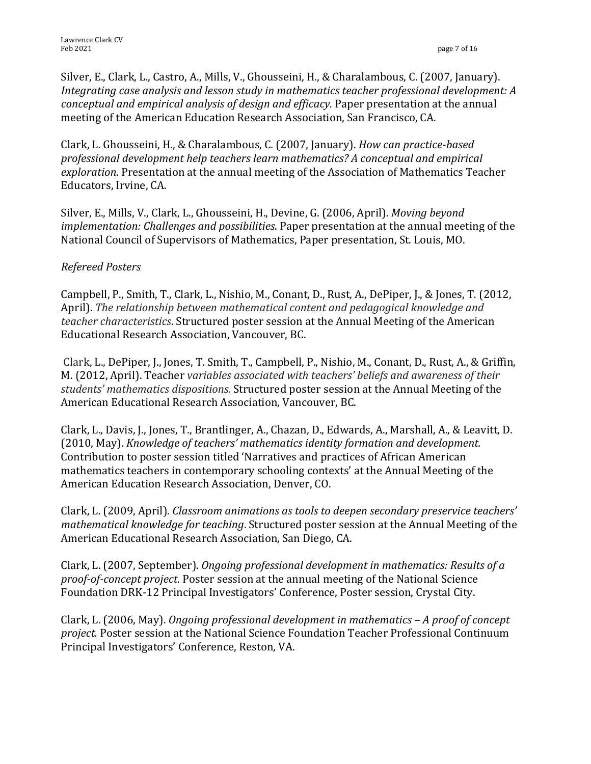Silver, E., Clark, L., Castro, A., Mills, V., Ghousseini, H., & Charalambous, C. (2007, January). *Integrating case analysis and lesson study in mathematics teacher professional development: A conceptual and empirical analysis of design and efficacy.* Paper presentation at the annual meeting of the American Education Research Association, San Francisco, CA.

Clark, L. Ghousseini, H., & Charalambous, C. (2007, January). *How can practice-based professional development help teachers learn mathematics? A conceptual and empirical exploration.* Presentation at the annual meeting of the Association of Mathematics Teacher Educators, Irvine, CA.

Silver, E., Mills, V., Clark, L., Ghousseini, H., Devine, G. (2006, April). *Moving beyond implementation: Challenges and possibilities*. Paper presentation at the annual meeting of the National Council of Supervisors of Mathematics, Paper presentation, St. Louis, MO.

*Refereed Posters*

Campbell, P., Smith, T., Clark, L., Nishio, M., Conant, D., Rust, A., DePiper, J., & Jones, T. (2012, April). *The relationship between mathematical content and pedagogical knowledge and teacher characteristics*. Structured poster session at the Annual Meeting of the American Educational Research Association, Vancouver, BC.

Clark, L., DePiper, J., Jones, T. Smith, T., Campbell, P., Nishio, M., Conant, D., Rust, A., & Griffin, M. (2012, April). Teacher *variables associated with teachers' beliefs and awareness of their students' mathematics dispositions.* Structured poster session at the Annual Meeting of the American Educational Research Association, Vancouver, BC.

Clark, L., Davis, J., Jones, T., Brantlinger, A., Chazan, D., Edwards, A., Marshall, A., & Leavitt, D. (2010, May). *Knowledge of teachers' mathematics identity formation and development.* Contribution to poster session titled 'Narratives and practices of African American mathematics teachers in contemporary schooling contexts' at the Annual Meeting of the American Education Research Association, Denver, CO.

Clark, L. (2009, April). *Classroom animations as tools to deepen secondary preservice teachers' mathematical knowledge for teaching*. Structured poster session at the Annual Meeting of the American Educational Research Association, San Diego, CA.

Clark, L. (2007, September). *Ongoing professional development in mathematics: Results of a proof-of-concept project.* Poster session at the annual meeting of the National Science Foundation DRK-12 Principal Investigators' Conference, Poster session, Crystal City.

Clark, L. (2006, May). *Ongoing professional development in mathematics – A proof of concept project.* Poster session at the National Science Foundation Teacher Professional Continuum Principal Investigators' Conference, Reston, VA.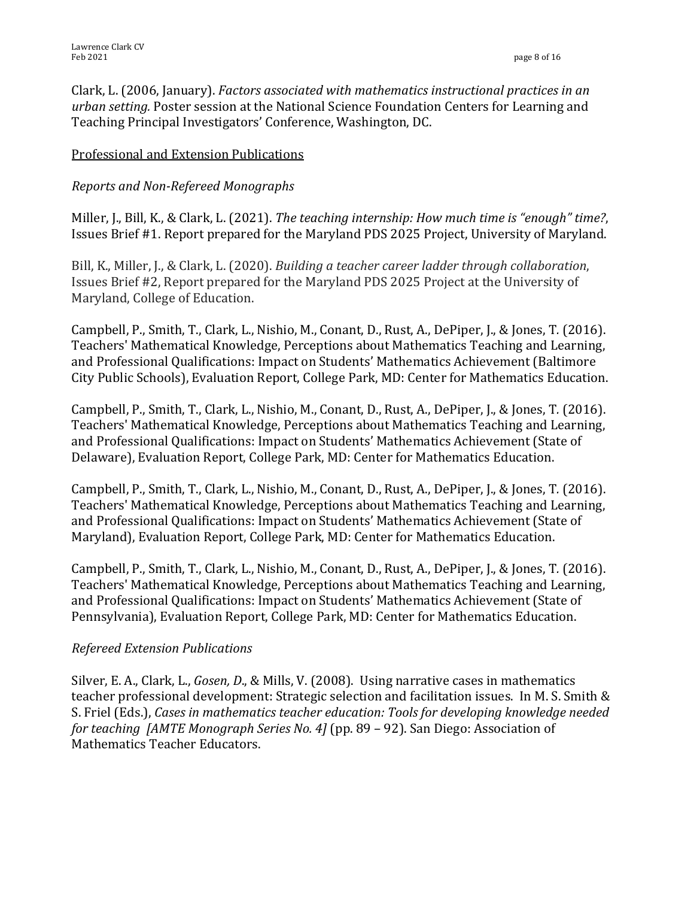Clark, L. (2006, January). *Factors associated with mathematics instructional practices in an urban setting.* Poster session at the National Science Foundation Centers for Learning and Teaching Principal Investigators' Conference, Washington, DC.

<u>Professional and Extension Publications</u>

*Reports and Non-Refereed Monographs*

Miller, J., Bill, K., & Clark, L. (2021). *The teaching internship: How much time is "enough" time?*, Issues Brief #1. Report prepared for the Maryland PDS 2025 Project, University of Maryland.

Bill, K., Miller, J., & Clark, L. (2020). *Building a teacher career ladder through collaboration*, Issues Brief #2, Report prepared for the Maryland PDS 2025 Project at the University of Maryland, College of Education.

Campbell, P., Smith, T., Clark, L., Nishio, M., Conant, D., Rust, A., DePiper, J., & Jones, T. (2016). Teachers' Mathematical Knowledge, Perceptions about Mathematics Teaching and Learning, and Professional Qualifications: Impact on Students' Mathematics Achievement (Baltimore City Public Schools), Evaluation Report, College Park, MD: Center for Mathematics Education.

Campbell, P., Smith, T., Clark, L., Nishio, M., Conant, D., Rust, A., DePiper, J., & Jones, T. (2016). Teachers' Mathematical Knowledge, Perceptions about Mathematics Teaching and Learning, and Professional Qualifications: Impact on Students' Mathematics Achievement (State of Delaware), Evaluation Report, College Park, MD: Center for Mathematics Education.

Campbell, P., Smith, T., Clark, L., Nishio, M., Conant, D., Rust, A., DePiper, J., & Jones, T. (2016). Teachers' Mathematical Knowledge, Perceptions about Mathematics Teaching and Learning, and Professional Qualifications: Impact on Students' Mathematics Achievement (State of Maryland), Evaluation Report, College Park, MD: Center for Mathematics Education.

Campbell, P., Smith, T., Clark, L., Nishio, M., Conant, D., Rust, A., DePiper, J., & Jones, T. (2016). Teachers' Mathematical Knowledge, Perceptions about Mathematics Teaching and Learning, and Professional Qualifications: Impact on Students' Mathematics Achievement (State of Pennsylvania), Evaluation Report, College Park, MD: Center for Mathematics Education.

*Refereed Extension Publications*

Silver, E. A., Clark, L., *Gosen, D*., & Mills, V. (2008). Using narrative cases in mathematics teacher professional development: Strategic selection and facilitation issues. In M. S. Smith & S. Friel (Eds.), *Cases in mathematics teacher education: Tools for developing knowledge needed for teaching [AMTE Monograph Series No. 4]* (pp. 89 – 92). San Diego: Association of Mathematics Teacher Educators.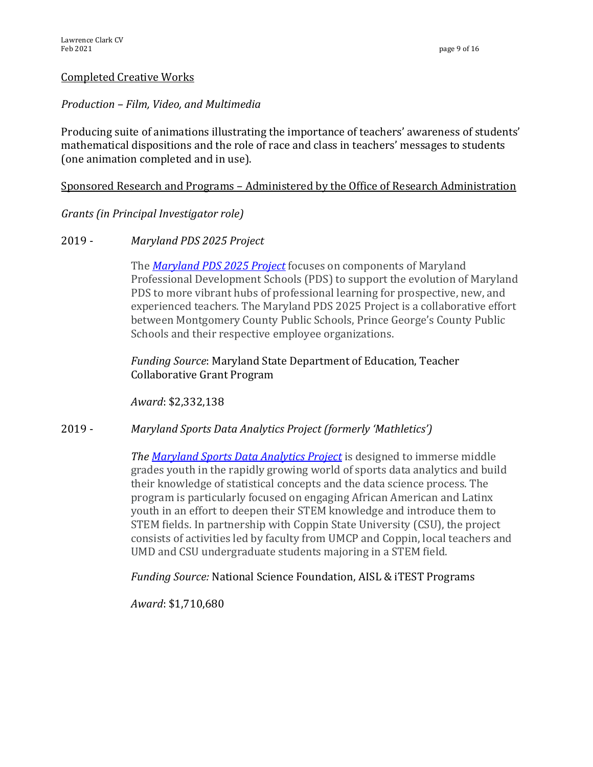## Completed Creative Works

*Production – Film, Video, and Multimedia*

Producing suite of animations illustrating the importance of teachers' awareness of students' mathematical dispositions and the role of race and class in teachers' messages to students (one animation completed and in use).

## Sponsored Research and Programs – Administered by the Office of Research Administration

*Grants (in Principal Investigator role)*

2019 - *Maryland PDS 2025 Project*

The *Maryland PDS 2025 Project* focuses on components of Maryland Professional Development Schools (PDS) to support the evolution of Maryland PDS to more vibrant hubs of professional learning for prospective, new, and experienced teachers. The Maryland PDS 2025 Project is a collaborative effort between Montgomery County Public Schools, Prince George's County Public Schools and their respective employee organizations.

*Funding Source*: Maryland State Department of Education, Teacher Collaborative Grant Program

*Award*: $2,332,138

2019 - *Maryland Sports Data Analytics Project (formerly 'Mathletics')*

*The Maryland Sports Data Analytics Project* is designed to immerse middle grades youth in the rapidly growing world of sports data analytics and build their knowledge of statistical concepts and the data science process. The program is particularly focused on engaging African American and Latinx youth in an effort to deepen their STEM knowledge and introduce them to STEM fields. In partnership with Coppin State University (CSU), the project consists of activities led by faculty from UMCP and Coppin, local teachers and UMD and CSU undergraduate students majoring in a STEM field.

*Funding Source:* National Science Foundation, AISL & iTEST Programs

*Award*: $1,710,680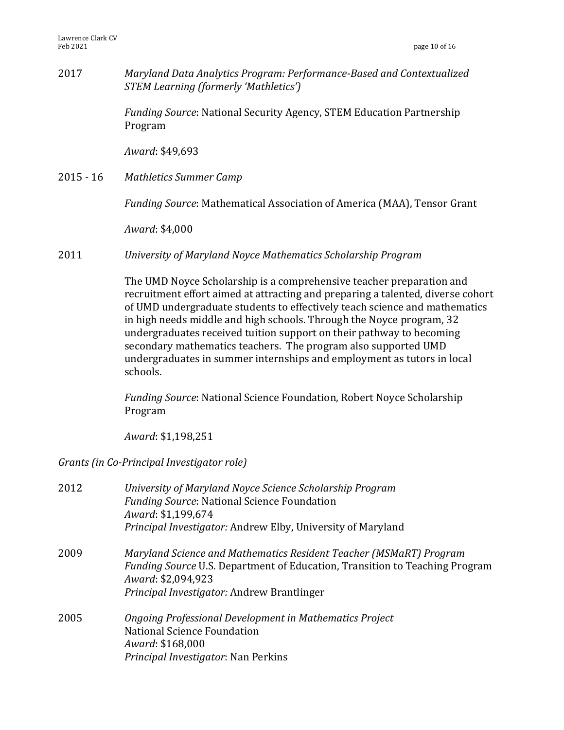2017 *Maryland Data Analytics Program: Performance-Based and Contextualized STEM Learning (formerly 'Mathletics')*

*Funding Source*: National Security Agency, STEM Education Partnership Program

*Award*: $49,693

2015 - 16 *Mathletics Summer Camp*

*Funding Source*: Mathematical Association of America (MAA), Tensor Grant

*Award*: $4,000

2011 *University of Maryland Noyce Mathematics Scholarship Program*

The UMD Noyce Scholarship is a comprehensive teacher preparation and recruitment effort aimed at attracting and preparing a talented, diverse cohort of UMD undergraduate students to effectively teach science and mathematics in high needs middle and high schools. Through the Noyce program, 32 undergraduates received tuition support on their pathway to becoming secondary mathematics teachers. The program also supported UMD undergraduates in summer internships and employment as tutors in local schools.

*Funding Source*: National Science Foundation, Robert Noyce Scholarship Program

*Award*: $1,198,251

*Grants (in Co-Principal Investigator role)*

2012 *University of Maryland Noyce Science Scholarship Program*
*Funding Source*: National Science Foundation
*Award*: $1,199,674
*Principal Investigator:* Andrew Elby, University of Maryland

2009 *Maryland Science and Mathematics Resident Teacher (MSMaRT) Program*
*Funding Source* U.S. Department of Education, Transition to Teaching Program
*Award*: $2,094,923
*Principal Investigator:* Andrew Brantlinger

2005 *Ongoing Professional Development in Mathematics Project*
National Science Foundation
*Award*: $168,000
*Principal Investigator*: Nan Perkins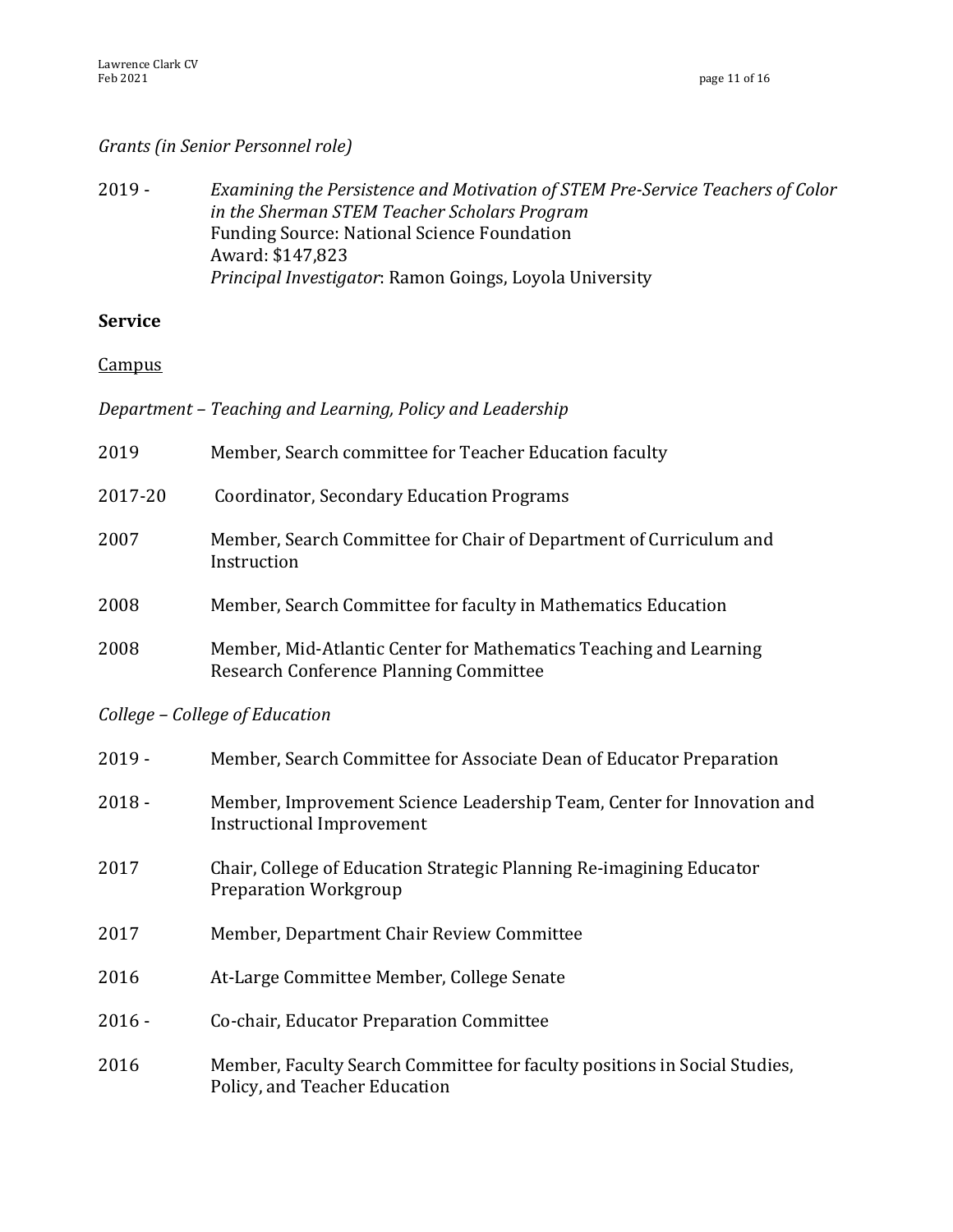*Grants (in Senior Personnel role)*

2019 - *Examining the Persistence and Motivation of STEM Pre-Service Teachers of Color in the Sherman STEM Teacher Scholars Program*
Funding Source: National Science Foundation
Award: $147,823
*Principal Investigator*: Ramon Goings, Loyola University

## Service

<u>Campus</u>

*Department – Teaching and Learning, Policy and Leadership*

2019 Member, Search committee for Teacher Education faculty

2017-20 Coordinator, Secondary Education Programs

2007 Member, Search Committee for Chair of Department of Curriculum and Instruction

2008 Member, Search Committee for faculty in Mathematics Education

2008 Member, Mid-Atlantic Center for Mathematics Teaching and Learning Research Conference Planning Committee

*College – College of Education*

2019 - Member, Search Committee for Associate Dean of Educator Preparation

2018 - Member, Improvement Science Leadership Team, Center for Innovation and Instructional Improvement

2017 Chair, College of Education Strategic Planning Re-imagining Educator Preparation Workgroup

2017 Member, Department Chair Review Committee

2016 At-Large Committee Member, College Senate

2016 - Co-chair, Educator Preparation Committee

2016 Member, Faculty Search Committee for faculty positions in Social Studies, Policy, and Teacher Education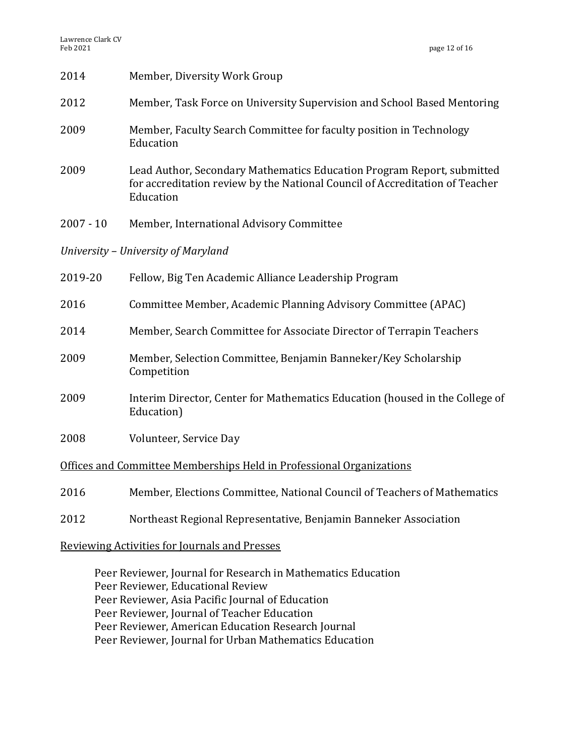2014 Member, Diversity Work Group

2012 Member, Task Force on University Supervision and School Based Mentoring

2009 Member, Faculty Search Committee for faculty position in Technology Education

2009 Lead Author, Secondary Mathematics Education Program Report, submitted for accreditation review by the National Council of Accreditation of Teacher Education

2007 - 10 Member, International Advisory Committee

*University – University of Maryland*

2019-20 Fellow, Big Ten Academic Alliance Leadership Program

2016 Committee Member, Academic Planning Advisory Committee (APAC)

2014 Member, Search Committee for Associate Director of Terrapin Teachers

2009 Member, Selection Committee, Benjamin Banneker/Key Scholarship Competition

2009 Interim Director, Center for Mathematics Education (housed in the College of Education)

2008 Volunteer, Service Day

<u>Offices and Committee Memberships Held in Professional Organizations</u>

2016 Member, Elections Committee, National Council of Teachers of Mathematics

2012 Northeast Regional Representative, Benjamin Banneker Association

<u>Reviewing Activities for Journals and Presses</u>

Peer Reviewer, Journal for Research in Mathematics Education
Peer Reviewer, Educational Review
Peer Reviewer, Asia Pacific Journal of Education
Peer Reviewer, Journal of Teacher Education
Peer Reviewer, American Education Research Journal
Peer Reviewer, Journal for Urban Mathematics Education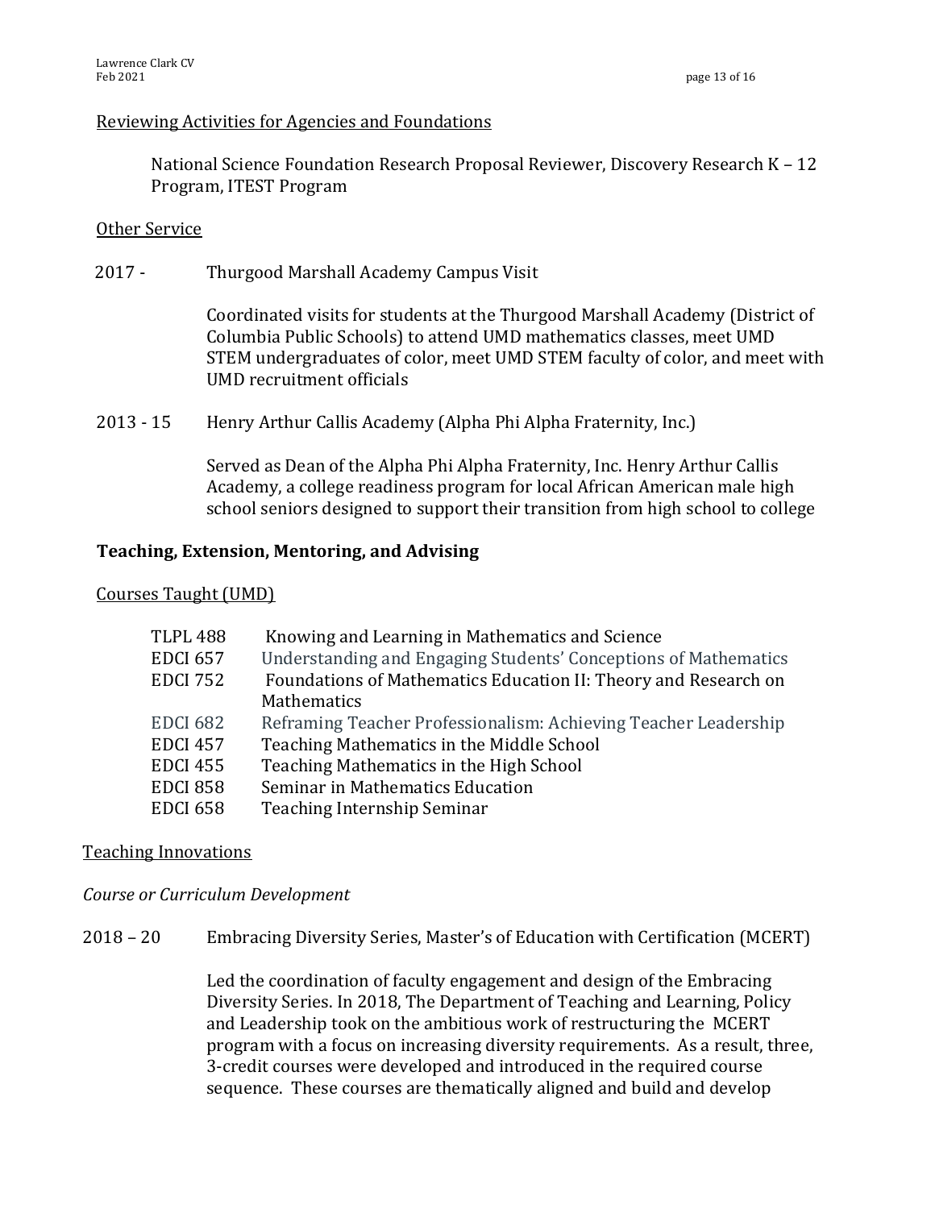Reviewing Activities for Agencies and Foundations

National Science Foundation Research Proposal Reviewer, Discovery Research K – 12 Program, ITEST Program

Other Service

2017 - Thurgood Marshall Academy Campus Visit

Coordinated visits for students at the Thurgood Marshall Academy (District of Columbia Public Schools) to attend UMD mathematics classes, meet UMD STEM undergraduates of color, meet UMD STEM faculty of color, and meet with UMD recruitment officials

2013 - 15 Henry Arthur Callis Academy (Alpha Phi Alpha Fraternity, Inc.)

Served as Dean of the Alpha Phi Alpha Fraternity, Inc. Henry Arthur Callis Academy, a college readiness program for local African American male high school seniors designed to support their transition from high school to college

## Teaching, Extension, Mentoring, and Advising

Courses Taught (UMD)

| | |
|---|---|
| TLPL 488 | Knowing and Learning in Mathematics and Science |
| EDCI 657 | Understanding and Engaging Students' Conceptions of Mathematics |
| EDCI 752 | Foundations of Mathematics Education II: Theory and Research on Mathematics |
| EDCI 682 | Reframing Teacher Professionalism: Achieving Teacher Leadership |
| EDCI 457 | Teaching Mathematics in the Middle School |
| EDCI 455 | Teaching Mathematics in the High School |
| EDCI 858 | Seminar in Mathematics Education |
| EDCI 658 | Teaching Internship Seminar |

Teaching Innovations

*Course or Curriculum Development*

2018 – 20 Embracing Diversity Series, Master's of Education with Certification (MCERT)

Led the coordination of faculty engagement and design of the Embracing Diversity Series. In 2018, The Department of Teaching and Learning, Policy and Leadership took on the ambitious work of restructuring the MCERT program with a focus on increasing diversity requirements. As a result, three, 3-credit courses were developed and introduced in the required course sequence. These courses are thematically aligned and build and develop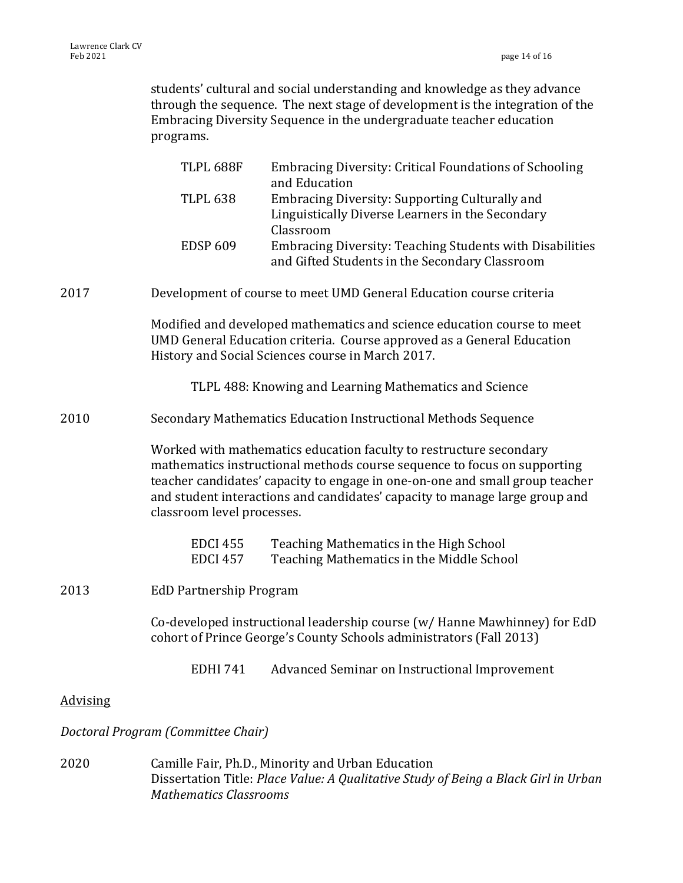students' cultural and social understanding and knowledge as they advance through the sequence. The next stage of development is the integration of the Embracing Diversity Sequence in the undergraduate teacher education programs.

| | |
|---|---|
| TLPL 688F | Embracing Diversity: Critical Foundations of Schooling and Education |
| TLPL 638 | Embracing Diversity: Supporting Culturally and Linguistically Diverse Learners in the Secondary Classroom |
| EDSP 609 | Embracing Diversity: Teaching Students with Disabilities and Gifted Students in the Secondary Classroom |

2017 Development of course to meet UMD General Education course criteria

Modified and developed mathematics and science education course to meet UMD General Education criteria. Course approved as a General Education History and Social Sciences course in March 2017.

TLPL 488: Knowing and Learning Mathematics and Science

2010 Secondary Mathematics Education Instructional Methods Sequence

Worked with mathematics education faculty to restructure secondary mathematics instructional methods course sequence to focus on supporting teacher candidates' capacity to engage in one-on-one and small group teacher and student interactions and candidates' capacity to manage large group and classroom level processes.

| | |
|---|---|
| EDCI 455 | Teaching Mathematics in the High School |
| EDCI 457 | Teaching Mathematics in the Middle School |

2013 EdD Partnership Program

Co-developed instructional leadership course (w/ Hanne Mawhinney) for EdD cohort of Prince George's County Schools administrators (Fall 2013)

EDHI 741 Advanced Seminar on Instructional Improvement

## Advising

*Doctoral Program (Committee Chair)*

2020 Camille Fair, Ph.D., Minority and Urban Education
Dissertation Title: *Place Value: A Qualitative Study of Being a Black Girl in Urban Mathematics Classrooms*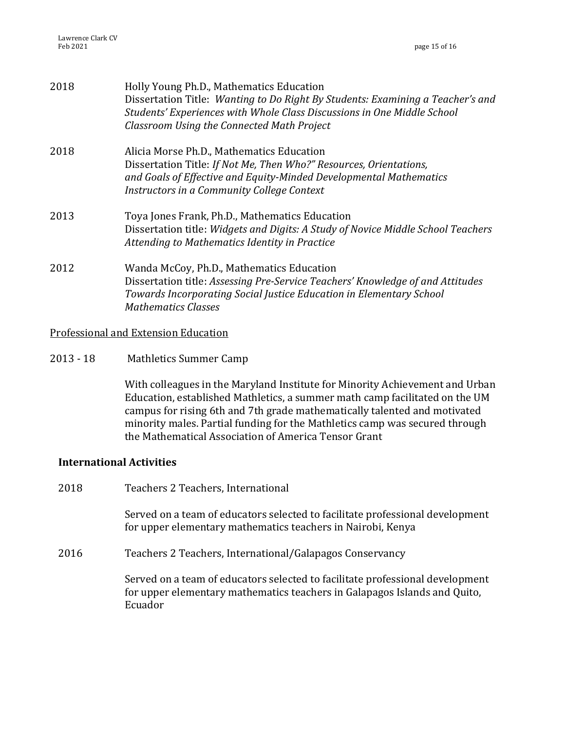2018 Holly Young Ph.D., Mathematics Education
Dissertation Title: *Wanting to Do Right By Students: Examining a Teacher's and Students' Experiences with Whole Class Discussions in One Middle School Classroom Using the Connected Math Project*

2018 Alicia Morse Ph.D., Mathematics Education
Dissertation Title: *If Not Me, Then Who?" Resources, Orientations, and Goals of Effective and Equity-Minded Developmental Mathematics Instructors in a Community College Context*

2013 Toya Jones Frank, Ph.D., Mathematics Education
Dissertation title: *Widgets and Digits: A Study of Novice Middle School Teachers Attending to Mathematics Identity in Practice*

2012 Wanda McCoy, Ph.D., Mathematics Education
Dissertation title: *Assessing Pre-Service Teachers' Knowledge of and Attitudes Towards Incorporating Social Justice Education in Elementary School Mathematics Classes*

Professional and Extension Education

2013 - 18 Mathletics Summer Camp

With colleagues in the Maryland Institute for Minority Achievement and Urban Education, established Mathletics, a summer math camp facilitated on the UM campus for rising 6th and 7th grade mathematically talented and motivated minority males. Partial funding for the Mathletics camp was secured through the Mathematical Association of America Tensor Grant

**International Activities**

2018 Teachers 2 Teachers, International

Served on a team of educators selected to facilitate professional development for upper elementary mathematics teachers in Nairobi, Kenya

2016 Teachers 2 Teachers, International/Galapagos Conservancy

Served on a team of educators selected to facilitate professional development for upper elementary mathematics teachers in Galapagos Islands and Quito, Ecuador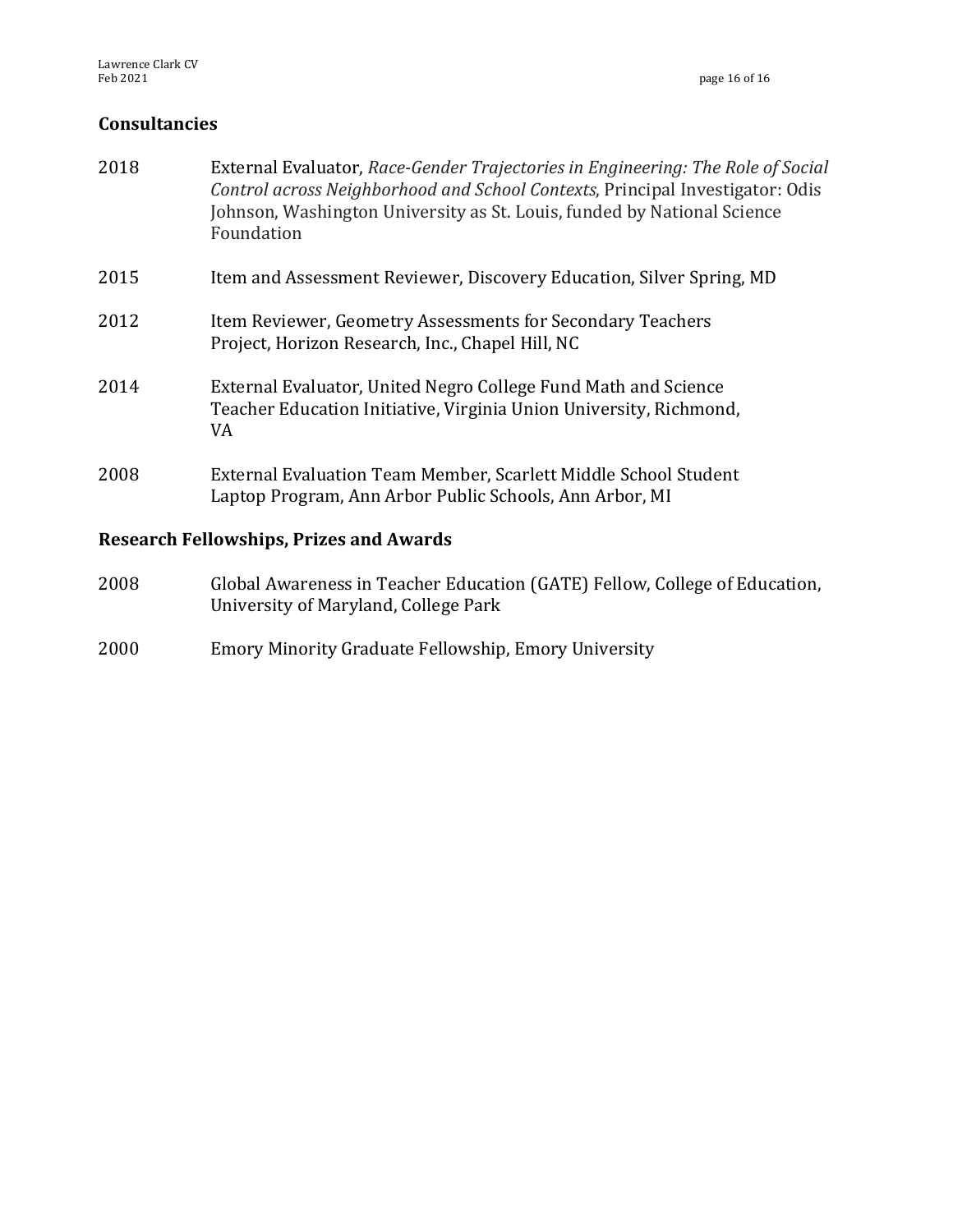## Consultancies

2018 External Evaluator, *Race-Gender Trajectories in Engineering: The Role of Social Control across Neighborhood and School Contexts*, Principal Investigator: Odis Johnson, Washington University as St. Louis, funded by National Science Foundation

2015 Item and Assessment Reviewer, Discovery Education, Silver Spring, MD

2012 Item Reviewer, Geometry Assessments for Secondary Teachers Project, Horizon Research, Inc., Chapel Hill, NC

2014 External Evaluator, United Negro College Fund Math and Science Teacher Education Initiative, Virginia Union University, Richmond, VA

2008 External Evaluation Team Member, Scarlett Middle School Student Laptop Program, Ann Arbor Public Schools, Ann Arbor, MI

## Research Fellowships, Prizes and Awards

2008 Global Awareness in Teacher Education (GATE) Fellow, College of Education, University of Maryland, College Park

2000 Emory Minority Graduate Fellowship, Emory University